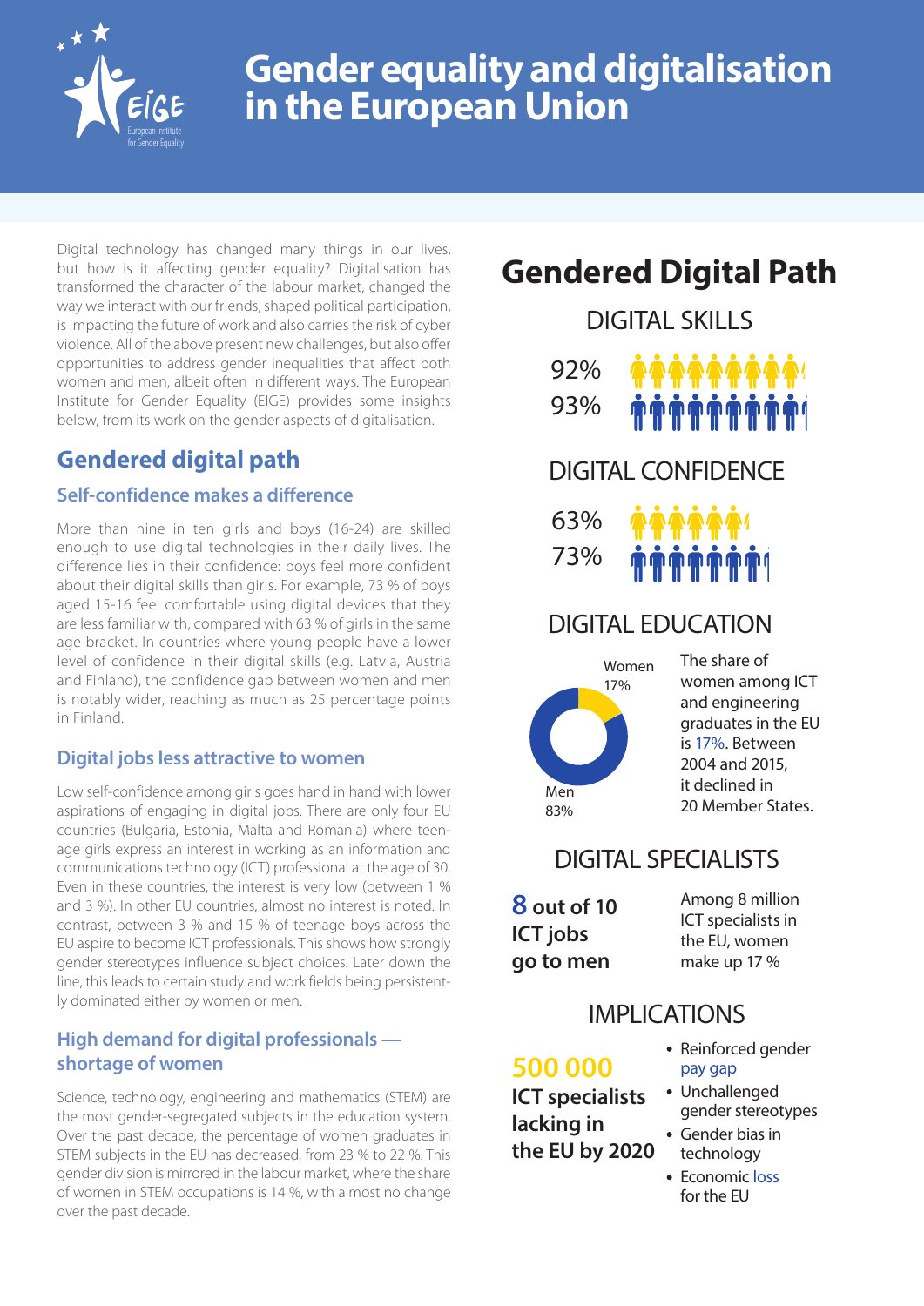# Gender equality and digitalisation in the European Union

Digital technology has changed many things in our lives, but how is it affecting gender equality? Digitalisation has transformed the character of the labour market, changed the way we interact with our friends, shaped political participation, is impacting the future of work and also carries the risk of cyber violence. All of the above present new challenges, but also offer opportunities to address gender inequalities that affect both women and men, albeit often in different ways. The European Institute for Gender Equality (EIGE) provides some insights below, from its work on the gender aspects of digitalisation.

## Gendered digital path

### Self-confidence makes a difference

More than nine in ten girls and boys (16-24) are skilled enough to use digital technologies in their daily lives. The difference lies in their confidence: boys feel more confident about their digital skills than girls. For example, 73 % of boys aged 15-16 feel comfortable using digital devices that they are less familiar with, compared with 63 % of girls in the same age bracket. In countries where young people have a lower level of confidence in their digital skills (e.g. Latvia, Austria and Finland), the confidence gap between women and men is notably wider, reaching as much as 25 percentage points in Finland.

### Digital jobs less attractive to women

Low self-confidence among girls goes hand in hand with lower aspirations of engaging in digital jobs. There are only four EU countries (Bulgaria, Estonia, Malta and Romania) where teen-age girls express an interest in working as an information and communications technology (ICT) professional at the age of 30. Even in these countries, the interest is very low (between 1 % and 3 %). In other EU countries, almost no interest is noted. In contrast, between 3 % and 15 % of teenage boys across the EU aspire to become ICT professionals. This shows how strongly gender stereotypes influence subject choices. Later down the line, this leads to certain study and work fields being persistently dominated either by women or men.

### High demand for digital professionals — shortage of women

Science, technology, engineering and mathematics (STEM) are the most gender-segregated subjects in the education system. Over the past decade, the percentage of women graduates in STEM subjects in the EU has decreased, from 23 % to 22 %. This gender division is mirrored in the labour market, where the share of women in STEM occupations is 14 %, with almost no change over the past decade.

## Gendered Digital Path

### DIGITAL SKILLS

92%

93%

### DIGITAL CONFIDENCE

63%

73%

### DIGITAL EDUCATION

Women 17%

Men 83%

The share of women among ICT and engineering graduates in the EU is 17%. Between 2004 and 2015, it declined in 20 Member States.

### DIGITAL SPECIALISTS

**8 out of 10 ICT jobs go to men**

Among 8 million ICT specialists in the EU, women make up 17 %

### IMPLICATIONS

**500 000 ICT specialists lacking in the EU by 2020**

- Reinforced gender pay gap
- Unchallenged gender stereotypes
- Gender bias in technology
- Economic loss for the EU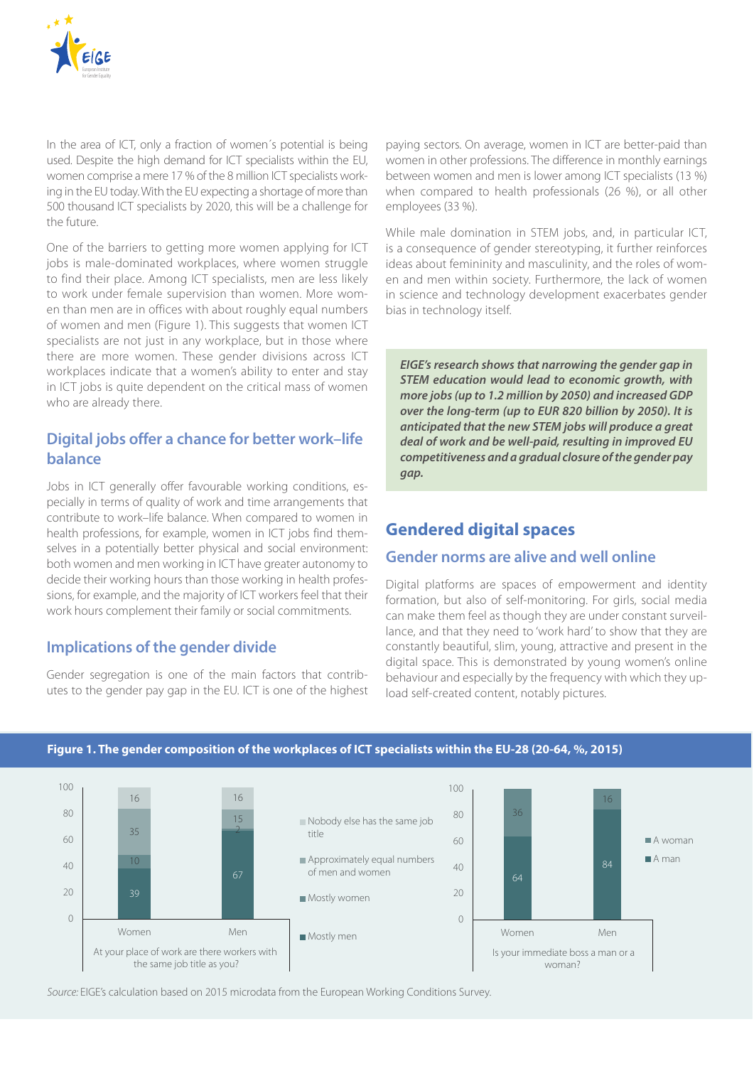In the area of ICT, only a fraction of women´s potential is being used. Despite the high demand for ICT specialists within the EU, women comprise a mere 17 % of the 8 million ICT specialists working in the EU today. With the EU expecting a shortage of more than 500 thousand ICT specialists by 2020, this will be a challenge for the future.

One of the barriers to getting more women applying for ICT jobs is male-dominated workplaces, where women struggle to find their place. Among ICT specialists, men are less likely to work under female supervision than women. More women than men are in offices with about roughly equal numbers of women and men (Figure 1). This suggests that women ICT specialists are not just in any workplace, but in those where there are more women. These gender divisions across ICT workplaces indicate that a women's ability to enter and stay in ICT jobs is quite dependent on the critical mass of women who are already there.

## Digital jobs offer a chance for better work–life balance

Jobs in ICT generally offer favourable working conditions, especially in terms of quality of work and time arrangements that contribute to work–life balance. When compared to women in health professions, for example, women in ICT jobs find themselves in a potentially better physical and social environment: both women and men working in ICT have greater autonomy to decide their working hours than those working in health professions, for example, and the majority of ICT workers feel that their work hours complement their family or social commitments.

## Implications of the gender divide

Gender segregation is one of the main factors that contributes to the gender pay gap in the EU. ICT is one of the highest paying sectors. On average, women in ICT are better-paid than women in other professions. The difference in monthly earnings between women and men is lower among ICT specialists (13 %) when compared to health professionals (26 %), or all other employees (33 %).

While male domination in STEM jobs, and, in particular ICT, is a consequence of gender stereotyping, it further reinforces ideas about femininity and masculinity, and the roles of women and men within society. Furthermore, the lack of women in science and technology development exacerbates gender bias in technology itself.

***EIGE's research shows that narrowing the gender gap in STEM education would lead to economic growth, with more jobs (up to 1.2 million by 2050) and increased GDP over the long-term (up to EUR 820 billion by 2050). It is anticipated that the new STEM jobs will produce a great deal of work and be well-paid, resulting in improved EU competitiveness and a gradual closure of the gender pay gap.***

# Gendered digital spaces

## Gender norms are alive and well online

Digital platforms are spaces of empowerment and identity formation, but also of self-monitoring. For girls, social media can make them feel as though they are under constant surveillance, and that they need to 'work hard' to show that they are constantly beautiful, slim, young, attractive and present in the digital space. This is demonstrated by young women's online behaviour and especially by the frequency with which they upload self-created content, notably pictures.

**Figure 1. The gender composition of the workplaces of ICT specialists within the EU-28 (20-64, %, 2015)**

At your place of work are there workers with the same job title as you?

| | Women | Men |
|---|---|---|
| Nobody else has the same job title | 16 | 16 |
| Approximately equal numbers of men and women | 35 | 15 |
| Mostly women | 10 | 2 |
| Mostly men | 39 | 67 |

Is your immediate boss a man or a woman?

| | Women | Men |
|---|---|---|
| A woman | 36 | 16 |
| A man | 64 | 84 |

*Source:* EIGE's calculation based on 2015 microdata from the European Working Conditions Survey.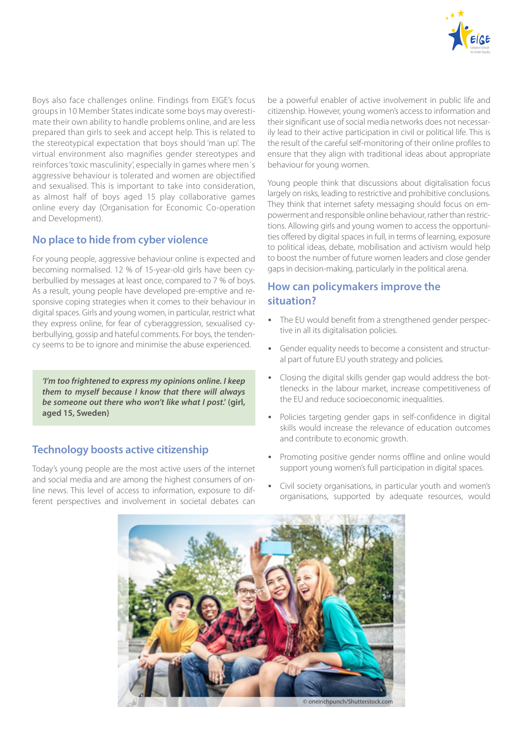Boys also face challenges online. Findings from EIGE's focus groups in 10 Member States indicate some boys may overestimate their own ability to handle problems online, and are less prepared than girls to seek and accept help. This is related to the stereotypical expectation that boys should 'man up'. The virtual environment also magnifies gender stereotypes and reinforces 'toxic masculinity', especially in games where men´s aggressive behaviour is tolerated and women are objectified and sexualised. This is important to take into consideration, as almost half of boys aged 15 play collaborative games online every day (Organisation for Economic Co-operation and Development).

## No place to hide from cyber violence

For young people, aggressive behaviour online is expected and becoming normalised. 12 % of 15-year-old girls have been cyberbullied by messages at least once, compared to 7 % of boys. As a result, young people have developed pre-emptive and responsive coping strategies when it comes to their behaviour in digital spaces. Girls and young women, in particular, restrict what they express online, for fear of cyberaggression, sexualised cyberbullying, gossip and hateful comments. For boys, the tendency seems to be to ignore and minimise the abuse experienced.

> ***'I'm too frightened to express my opinions online. I keep them to myself because I know that there will always be someone out there who won't like what I post.'*** **(girl, aged 15, Sweden)**

## Technology boosts active citizenship

Today's young people are the most active users of the internet and social media and are among the highest consumers of online news. This level of access to information, exposure to different perspectives and involvement in societal debates can be a powerful enabler of active involvement in public life and citizenship. However, young women's access to information and their significant use of social media networks does not necessarily lead to their active participation in civil or political life. This is the result of the careful self-monitoring of their online profiles to ensure that they align with traditional ideas about appropriate behaviour for young women.

Young people think that discussions about digitalisation focus largely on risks, leading to restrictive and prohibitive conclusions. They think that internet safety messaging should focus on empowerment and responsible online behaviour, rather than restrictions. Allowing girls and young women to access the opportunities offered by digital spaces in full, in terms of learning, exposure to political ideas, debate, mobilisation and activism would help to boost the number of future women leaders and close gender gaps in decision-making, particularly in the political arena.

## How can policymakers improve the situation?

- The EU would benefit from a strengthened gender perspective in all its digitalisation policies.
- Gender equality needs to become a consistent and structural part of future EU youth strategy and policies.
- Closing the digital skills gender gap would address the bottlenecks in the labour market, increase competitiveness of the EU and reduce socioeconomic inequalities.
- Policies targeting gender gaps in self-confidence in digital skills would increase the relevance of education outcomes and contribute to economic growth.
- Promoting positive gender norms offline and online would support young women's full participation in digital spaces.
- Civil society organisations, in particular youth and women's organisations, supported by adequate resources, would

© oneinchpunch/Shutterstock.com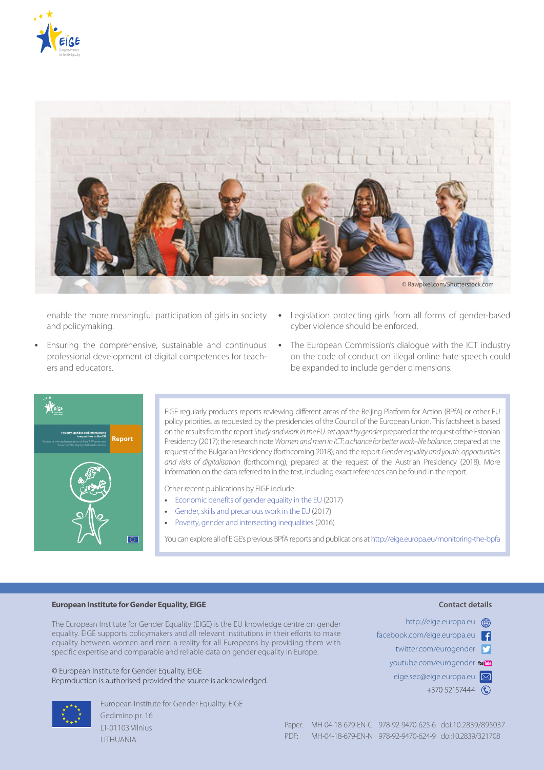© Rawpixel.com/Shutterstock.com

enable the more meaningful participation of girls in society and policymaking.

- Ensuring the comprehensive, sustainable and continuous professional development of digital competences for teachers and educators.
- Legislation protecting girls from all forms of gender-based cyber violence should be enforced.
- The European Commission's dialogue with the ICT industry on the code of conduct on illegal online hate speech could be expanded to include gender dimensions.

EIGE regularly produces reports reviewing different areas of the Beijing Platform for Action (BPfA) or other EU policy priorities, as requested by the presidencies of the Council of the European Union. This factsheet is based on the results from the report *Study and work in the EU: set apart by gender* prepared at the request of the Estonian Presidency (2017); the research note *Women and men in ICT: a chance for better work–life balance*, prepared at the request of the Bulgarian Presidency (forthcoming 2018); and the report *Gender equality and youth: opportunities and risks of digitalisation* (forthcoming), prepared at the request of the Austrian Presidency (2018). More information on the data referred to in the text, including exact references can be found in the report.

Other recent publications by EIGE include:

- Economic benefits of gender equality in the EU (2017)
- Gender, skills and precarious work in the EU (2017)
- Poverty, gender and intersecting inequalities (2016)

You can explore all of EIGE's previous BPfA reports and publications at http://eige.europa.eu/monitoring-the-bpfa

**European Institute for Gender Equality, EIGE**

The European Institute for Gender Equality (EIGE) is the EU knowledge centre on gender equality. EIGE supports policymakers and all relevant institutions in their efforts to make equality between women and men a reality for all Europeans by providing them with specific expertise and comparable and reliable data on gender equality in Europe.

© European Institute for Gender Equality, EIGE
Reproduction is authorised provided the source is acknowledged.

European Institute for Gender Equality, EIGE
Gedimino pr. 16
LT-01103 Vilnius
LITHUANIA

**Contact details**

http://eige.europa.eu
facebook.com/eige.europa.eu
twitter.com/eurogender
youtube.com/eurogender
eige.sec@eige.europa.eu
+370 52157444

| | | | |
|---|---|---|---|
| Paper: | MH-04-18-679-EN-C | 978-92-9470-625-6 | doi:10.2839/895037 |
| PDF: | MH-04-18-679-EN-N | 978-92-9470-624-9 | doi:10.2839/321708 |